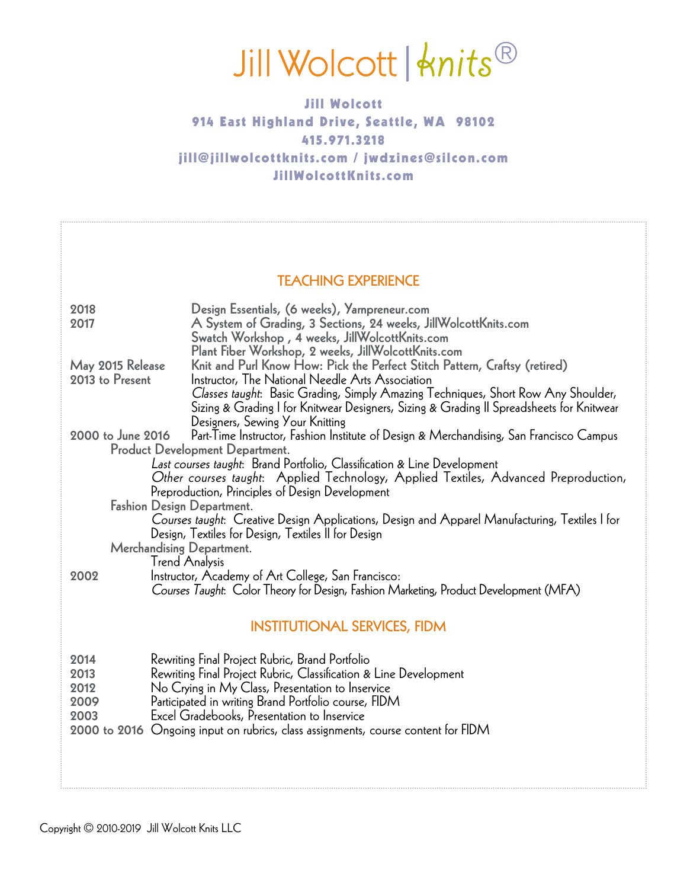# Jill Wolcott | knits®

**Jill Wolcott**
**914 East Highland Drive, Seattle, WA 98102**
**415.971.3218**
**jill@jillwolcottknits.com / jwdzines@silcon.com**
**JillWolcottKnits.com**

## TEACHING EXPERIENCE

**2018** Design Essentials, (6 weeks), Yarnpreneur.com

**2017** A System of Grading, 3 Sections, 24 weeks, JillWolcottKnits.com
Swatch Workshop , 4 weeks, JillWolcottKnits.com
Plant Fiber Workshop, 2 weeks, JillWolcottKnits.com

**May 2015 Release** Knit and Purl Know How: Pick the Perfect Stitch Pattern, Craftsy (retired)

**2013 to Present** Instructor, The National Needle Arts Association
*Classes taught*: Basic Grading, Simply Amazing Techniques, Short Row Any Shoulder, Sizing & Grading I for Knitwear Designers, Sizing & Grading II Spreadsheets for Knitwear Designers, Sewing Your Knitting

**2000 to June 2016** Part-Time Instructor, Fashion Institute of Design & Merchandising, San Francisco Campus

Product Development Department.
*Last courses taught*: Brand Portfolio, Classification & Line Development
*Other courses taught*: Applied Technology, Applied Textiles, Advanced Preproduction, Preproduction, Principles of Design Development

Fashion Design Department.
*Courses taught*: Creative Design Applications, Design and Apparel Manufacturing, Textiles I for Design, Textiles for Design, Textiles II for Design

Merchandising Department.
Trend Analysis

**2002** Instructor, Academy of Art College, San Francisco:
*Courses Taught*: Color Theory for Design, Fashion Marketing, Product Development (MFA)

## INSTITUTIONAL SERVICES, FIDM

**2014** Rewriting Final Project Rubric, Brand Portfolio
**2013** Rewriting Final Project Rubric, Classification & Line Development
**2012** No Crying in My Class, Presentation to Inservice
**2009** Participated in writing Brand Portfolio course, FIDM
**2003** Excel Gradebooks, Presentation to Inservice
**2000 to 2016** Ongoing input on rubrics, class assignments, course content for FIDM

Copyright © 2010-2019 Jill Wolcott Knits LLC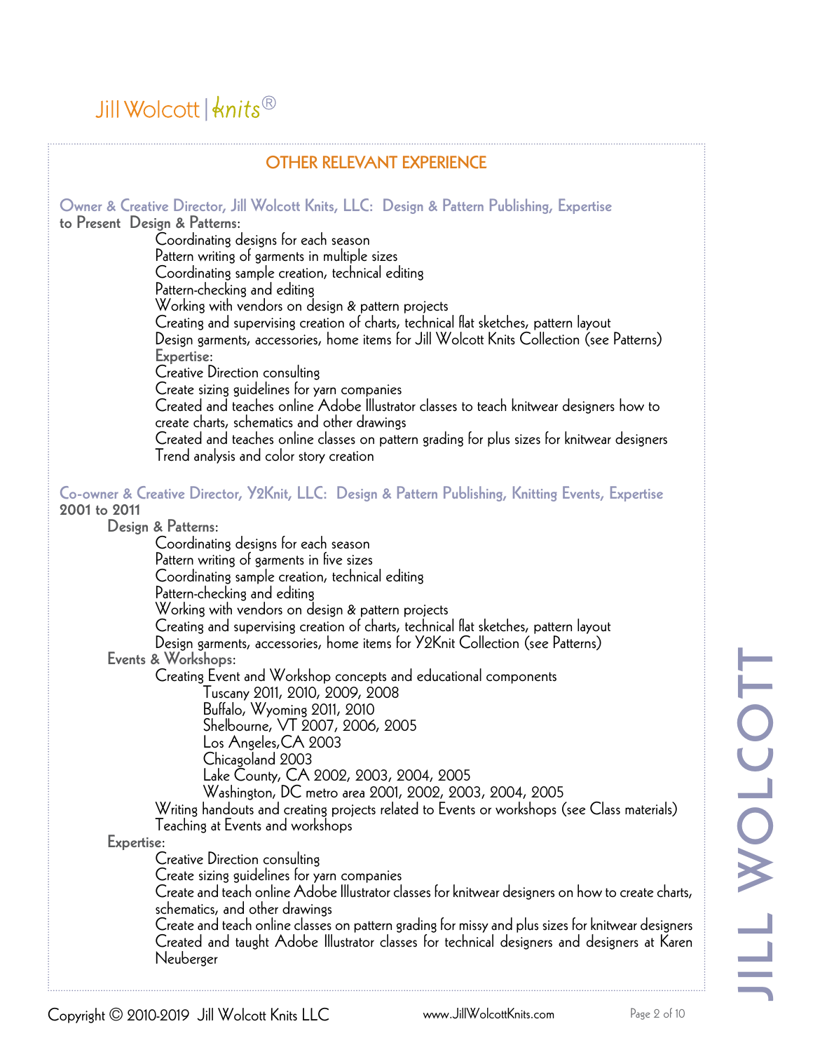## OTHER RELEVANT EXPERIENCE

**Owner & Creative Director, Jill Wolcott Knits, LLC: Design & Pattern Publishing, Expertise**
**to Present** **Design & Patterns:**

- Coordinating designs for each season
- Pattern writing of garments in multiple sizes
- Coordinating sample creation, technical editing
- Pattern-checking and editing
- Working with vendors on design & pattern projects
- Creating and supervising creation of charts, technical flat sketches, pattern layout
- Design garments, accessories, home items for Jill Wolcott Knits Collection (see Patterns)

**Expertise:**

- Creative Direction consulting
- Create sizing guidelines for yarn companies
- Created and teaches online Adobe Illustrator classes to teach knitwear designers how to create charts, schematics and other drawings
- Created and teaches online classes on pattern grading for plus sizes for knitwear designers
- Trend analysis and color story creation

**Co-owner & Creative Director, Y2Knit, LLC: Design & Pattern Publishing, Knitting Events, Expertise**
**2001 to 2011**

**Design & Patterns:**

- Coordinating designs for each season
- Pattern writing of garments in five sizes
- Coordinating sample creation, technical editing
- Pattern-checking and editing
- Working with vendors on design & pattern projects
- Creating and supervising creation of charts, technical flat sketches, pattern layout
- Design garments, accessories, home items for Y2Knit Collection (see Patterns)

**Events & Workshops:**

- Creating Event and Workshop concepts and educational components
  - Tuscany 2011, 2010, 2009, 2008
  - Buffalo, Wyoming 2011, 2010
  - Shelbourne, VT 2007, 2006, 2005
  - Los Angeles, CA 2003
  - Chicagoland 2003
  - Lake County, CA 2002, 2003, 2004, 2005
  - Washington, DC metro area 2001, 2002, 2003, 2004, 2005
- Writing handouts and creating projects related to Events or workshops (see Class materials)
- Teaching at Events and workshops

**Expertise:**

- Creative Direction consulting
- Create sizing guidelines for yarn companies
- Create and teach online Adobe Illustrator classes for knitwear designers on how to create charts, schematics, and other drawings
- Create and teach online classes on pattern grading for missy and plus sizes for knitwear designers
- Created and taught Adobe Illustrator classes for technical designers and designers at Karen Neuberger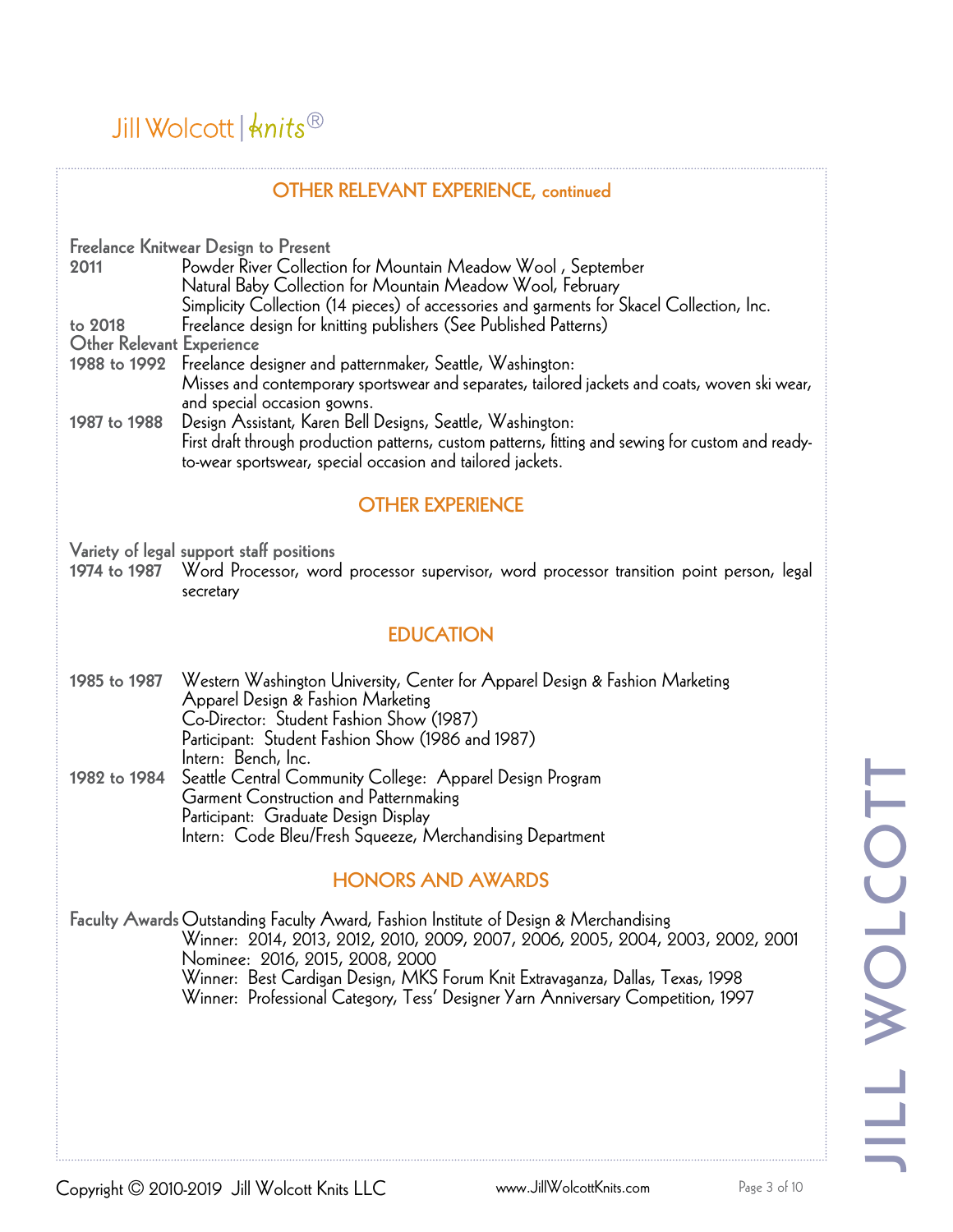## OTHER RELEVANT EXPERIENCE, continued

**Freelance Knitwear Design to Present**

**2011** Powder River Collection for Mountain Meadow Wool , September
Natural Baby Collection for Mountain Meadow Wool, February
Simplicity Collection (14 pieces) of accessories and garments for Skacel Collection, Inc.

**to 2018** Freelance design for knitting publishers (See Published Patterns)

**Other Relevant Experience**

**1988 to 1992** Freelance designer and patternmaker, Seattle, Washington:
Misses and contemporary sportswear and separates, tailored jackets and coats, woven ski wear, and special occasion gowns.

**1987 to 1988** Design Assistant, Karen Bell Designs, Seattle, Washington:
First draft through production patterns, custom patterns, fitting and sewing for custom and ready-to-wear sportswear, special occasion and tailored jackets.

## OTHER EXPERIENCE

**Variety of legal support staff positions**

**1974 to 1987** Word Processor, word processor supervisor, word processor transition point person, legal secretary

## EDUCATION

**1985 to 1987** Western Washington University, Center for Apparel Design & Fashion Marketing
Apparel Design & Fashion Marketing
Co-Director: Student Fashion Show (1987)
Participant: Student Fashion Show (1986 and 1987)
Intern: Bench, Inc.

**1982 to 1984** Seattle Central Community College: Apparel Design Program
Garment Construction and Patternmaking
Participant: Graduate Design Display
Intern: Code Bleu/Fresh Squeeze, Merchandising Department

## HONORS AND AWARDS

**Faculty Awards** Outstanding Faculty Award, Fashion Institute of Design & Merchandising
Winner: 2014, 2013, 2012, 2010, 2009, 2007, 2006, 2005, 2004, 2003, 2002, 2001
Nominee: 2016, 2015, 2008, 2000
Winner: Best Cardigan Design, MKS Forum Knit Extravaganza, Dallas, Texas, 1998
Winner: Professional Category, Tess' Designer Yarn Anniversary Competition, 1997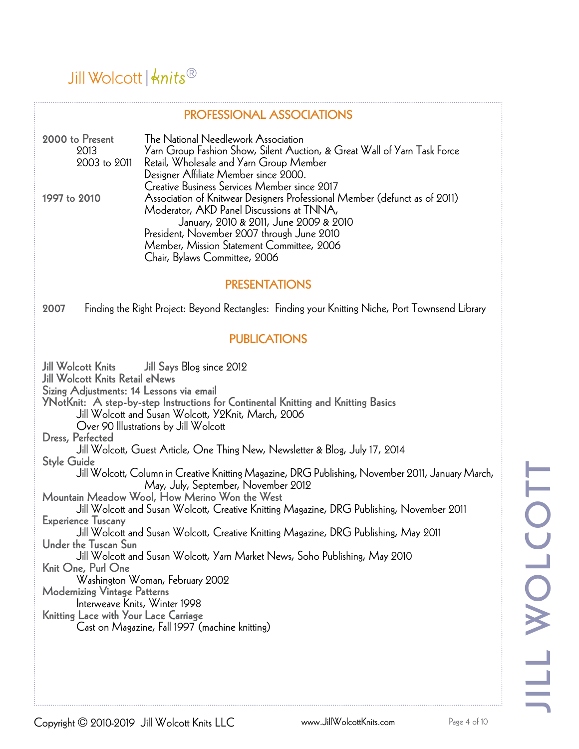## PROFESSIONAL ASSOCIATIONS

**2000 to Present** — The National Needlework Association
- 2013 — Yarn Group Fashion Show, Silent Auction, & Great Wall of Yarn Task Force
- 2003 to 2011 — Retail, Wholesale and Yarn Group Member
- Designer Affiliate Member since 2000.
- Creative Business Services Member since 2017

**1997 to 2010** — Association of Knitwear Designers Professional Member (defunct as of 2011)
- Moderator, AKD Panel Discussions at TNNA, January, 2010 & 2011, June 2009 & 2010
- President, November 2007 through June 2010
- Member, Mission Statement Committee, 2006
- Chair, Bylaws Committee, 2006

## PRESENTATIONS

**2007** Finding the Right Project: Beyond Rectangles: Finding your Knitting Niche, Port Townsend Library

## PUBLICATIONS

**Jill Wolcott Knits** Jill Says Blog since 2012

**Jill Wolcott Knits Retail eNews**

**Sizing Adjustments: 14 Lessons via email**

**YNotKnit: A step-by-step Instructions for Continental Knitting and Knitting Basics**
Jill Wolcott and Susan Wolcott, Y2Knit, March, 2006
Over 90 Illustrations by Jill Wolcott

**Dress, Perfected**
Jill Wolcott, Guest Article, One Thing New, Newsletter & Blog, July 17, 2014

**Style Guide**
Jill Wolcott, Column in Creative Knitting Magazine, DRG Publishing, November 2011, January March, May, July, September, November 2012

**Mountain Meadow Wool, How Merino Won the West**
Jill Wolcott and Susan Wolcott, Creative Knitting Magazine, DRG Publishing, November 2011

**Experience Tuscany**
Jill Wolcott and Susan Wolcott, Creative Knitting Magazine, DRG Publishing, May 2011

**Under the Tuscan Sun**
Jill Wolcott and Susan Wolcott, Yarn Market News, Soho Publishing, May 2010

**Knit One, Purl One**
Washington Woman, February 2002

**Modernizing Vintage Patterns**
Interweave Knits, Winter 1998

**Knitting Lace with Your Lace Carriage**
Cast on Magazine, Fall 1997 (machine knitting)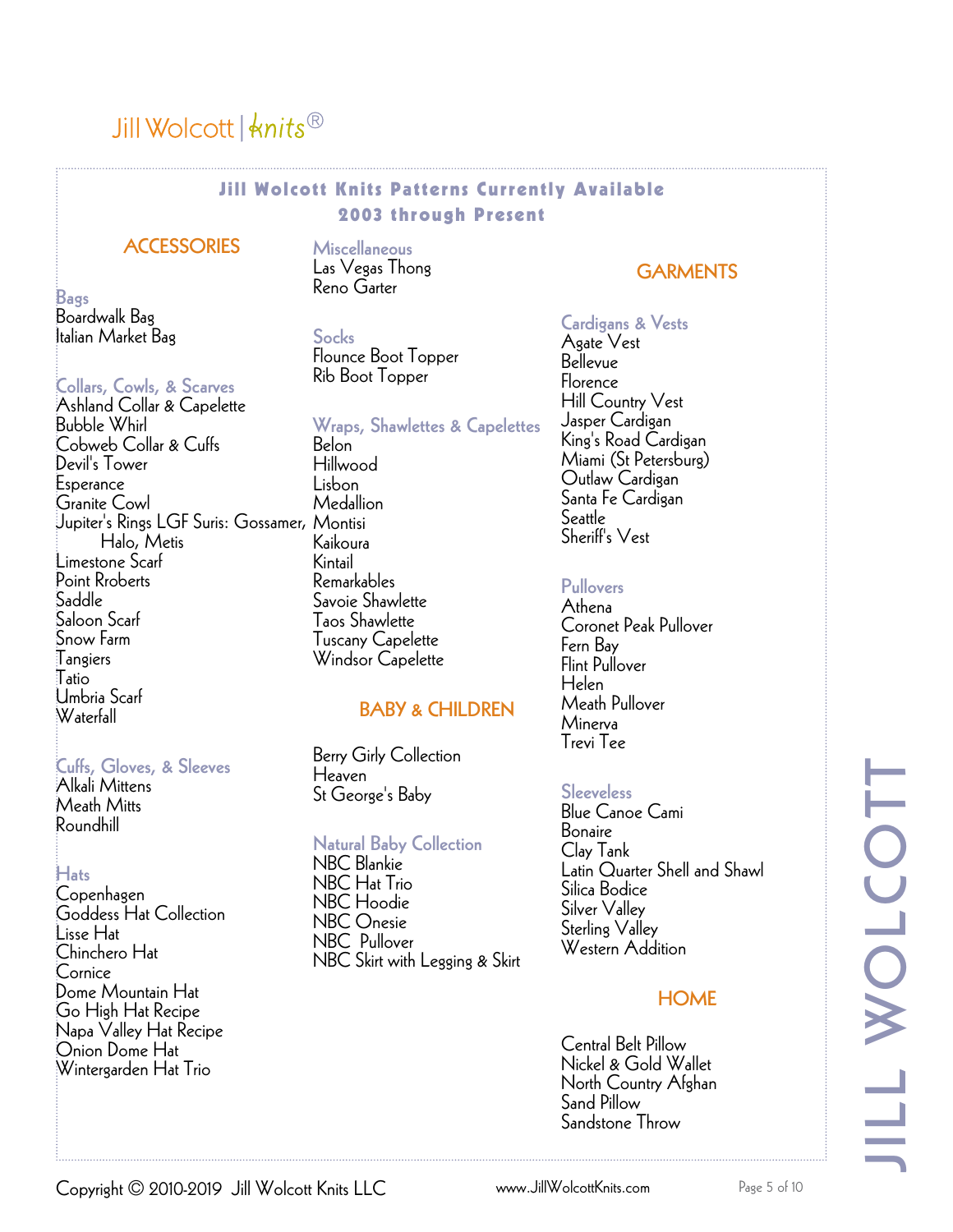Jill Wolcott | knits®

# Jill Wolcott Knits Patterns Currently Available
## 2003 through Present

## ACCESSORIES

### Bags
Boardwalk Bag
Italian Market Bag

### Collars, Cowls, & Scarves
Ashland Collar & Capelette
Bubble Whirl
Cobweb Collar & Cuffs
Devil's Tower
Esperance
Granite Cowl
Jupiter's Rings LGF Suris: Gossamer, Halo, Metis
Limestone Scarf
Point Rroberts
Saddle
Saloon Scarf
Snow Farm
Tangiers
Tatio
Umbria Scarf
Waterfall

### Cuffs, Gloves, & Sleeves
Alkali Mittens
Meath Mitts
Roundhill

### Hats
Copenhagen
Goddess Hat Collection
Lisse Hat
Chinchero Hat
Cornice
Dome Mountain Hat
Go High Hat Recipe
Napa Valley Hat Recipe
Onion Dome Hat
Wintergarden Hat Trio

### Miscellaneous
Las Vegas Thong
Reno Garter

### Socks
Flounce Boot Topper
Rib Boot Topper

### Wraps, Shawlettes & Capelettes
Belon
Hillwood
Lisbon
Medallion
Montisi
Kaikoura
Kintail
Remarkables
Savoie Shawlette
Taos Shawlette
Tuscany Capelette
Windsor Capelette

## BABY & CHILDREN

Berry Girly Collection
Heaven
St George's Baby

### Natural Baby Collection
NBC Blankie
NBC Hat Trio
NBC Hoodie
NBC Onesie
NBC Pullover
NBC Skirt with Legging & Skirt

## GARMENTS

### Cardigans & Vests
Agate Vest
Bellevue
Florence
Hill Country Vest
Jasper Cardigan
King's Road Cardigan
Miami (St Petersburg)
Outlaw Cardigan
Santa Fe Cardigan
Seattle
Sheriff's Vest

### Pullovers
Athena
Coronet Peak Pullover
Fern Bay
Flint Pullover
Helen
Meath Pullover
Minerva
Trevi Tee

### Sleeveless
Blue Canoe Cami
Bonaire
Clay Tank
Latin Quarter Shell and Shawl
Silica Bodice
Silver Valley
Sterling Valley
Western Addition

## HOME

Central Belt Pillow
Nickel & Gold Wallet
North Country Afghan
Sand Pillow
Sandstone Throw

JILL WOLCOTT

Copyright © 2010-2019 Jill Wolcott Knits LLC    www.JillWolcottKnits.com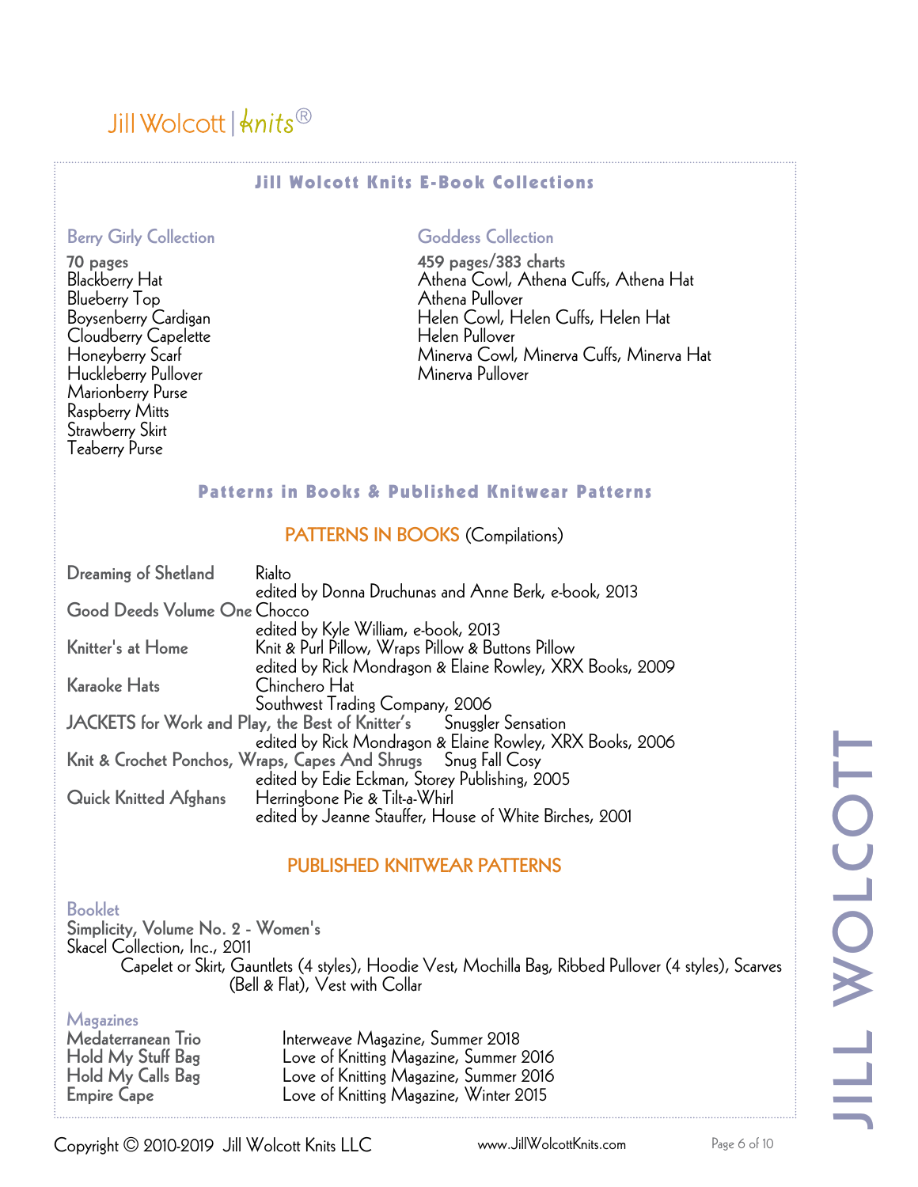Jill Wolcott | knits®

## Jill Wolcott Knits E-Book Collections

### Berry Girly Collection

**70 pages**
Blackberry Hat
Blueberry Top
Boysenberry Cardigan
Cloudberry Capelette
Honeyberry Scarf
Huckleberry Pullover
Marionberry Purse
Raspberry Mitts
Strawberry Skirt
Teaberry Purse

### Goddess Collection

**459 pages/383 charts**
Athena Cowl, Athena Cuffs, Athena Hat
Athena Pullover
Helen Cowl, Helen Cuffs, Helen Hat
Helen Pullover
Minerva Cowl, Minerva Cuffs, Minerva Hat
Minerva Pullover

## Patterns in Books & Published Knitwear Patterns

### PATTERNS IN BOOKS (Compilations)

**Dreaming of Shetland** Rialto
edited by Donna Druchunas and Anne Berk, e-book, 2013

**Good Deeds Volume One** Chocco
edited by Kyle William, e-book, 2013

**Knitter's at Home** Knit & Purl Pillow, Wraps Pillow & Buttons Pillow
edited by Rick Mondragon & Elaine Rowley, XRX Books, 2009

**Karaoke Hats** Chinchero Hat
Southwest Trading Company, 2006

**JACKETS for Work and Play, the Best of Knitter's** Snuggler Sensation
edited by Rick Mondragon & Elaine Rowley, XRX Books, 2006

**Knit & Crochet Ponchos, Wraps, Capes And Shrugs** Snug Fall Cosy
edited by Edie Eckman, Storey Publishing, 2005

**Quick Knitted Afghans** Herringbone Pie & Tilt-a-Whirl
edited by Jeanne Stauffer, House of White Birches, 2001

### PUBLISHED KNITWEAR PATTERNS

#### Booklet

**Simplicity, Volume No. 2 - Women's**
Skacel Collection, Inc., 2011
Capelet or Skirt, Gauntlets (4 styles), Hoodie Vest, Mochilla Bag, Ribbed Pullover (4 styles), Scarves (Bell & Flat), Vest with Collar

#### Magazines

**Medaterranean Trio** Interweave Magazine, Summer 2018
**Hold My Stuff Bag** Love of Knitting Magazine, Summer 2016
**Hold My Calls Bag** Love of Knitting Magazine, Summer 2016
**Empire Cape** Love of Knitting Magazine, Winter 2015

Copyright © 2010-2019 Jill Wolcott Knits LLC www.JillWolcottKnits.com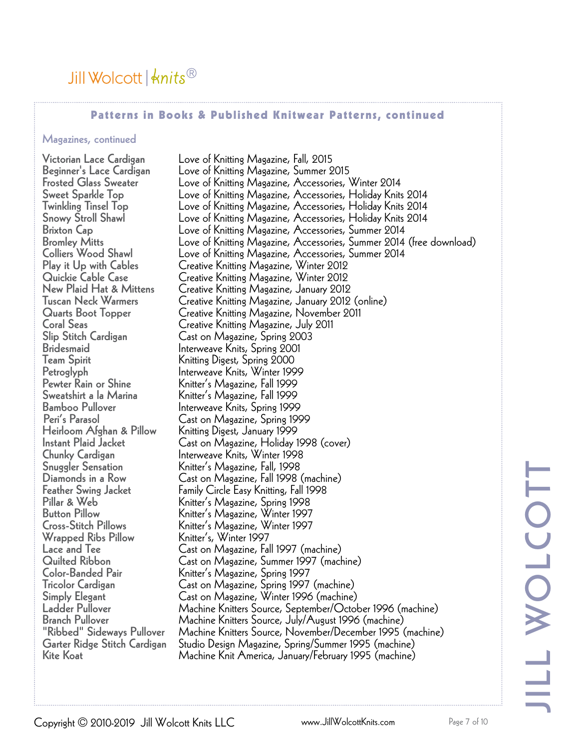## Patterns in Books & Published Knitwear Patterns, continued

### Magazines, continued

| | |
|---|---|
| Victorian Lace Cardigan | Love of Knitting Magazine, Fall, 2015 |
| Beginner's Lace Cardigan | Love of Knitting Magazine, Summer 2015 |
| Frosted Glass Sweater | Love of Knitting Magazine, Accessories, Winter 2014 |
| Sweet Sparkle Top | Love of Knitting Magazine, Accessories, Holiday Knits 2014 |
| Twinkling Tinsel Top | Love of Knitting Magazine, Accessories, Holiday Knits 2014 |
| Snowy Stroll Shawl | Love of Knitting Magazine, Accessories, Holiday Knits 2014 |
| Brixton Cap | Love of Knitting Magazine, Accessories, Summer 2014 |
| Bromley Mitts | Love of Knitting Magazine, Accessories, Summer 2014 (free download) |
| Colliers Wood Shawl | Love of Knitting Magazine, Accessories, Summer 2014 |
| Play it Up with Cables | Creative Knitting Magazine, Winter 2012 |
| Quickie Cable Case | Creative Knitting Magazine, Winter 2012 |
| New Plaid Hat & Mittens | Creative Knitting Magazine, January 2012 |
| Tuscan Neck Warmers | Creative Knitting Magazine, January 2012 (online) |
| Quarts Boot Topper | Creative Knitting Magazine, November 2011 |
| Coral Seas | Creative Knitting Magazine, July 2011 |
| Slip Stitch Cardigan | Cast on Magazine, Spring 2003 |
| Bridesmaid | Interweave Knits, Spring 2001 |
| Team Spirit | Knitting Digest, Spring 2000 |
| Petroglyph | Interweave Knits, Winter 1999 |
| Pewter Rain or Shine | Knitter's Magazine, Fall 1999 |
| Sweatshirt a la Marina | Knitter's Magazine, Fall 1999 |
| Bamboo Pullover | Interweave Knits, Spring 1999 |
| Peri's Parasol | Cast on Magazine, Spring 1999 |
| Heirloom Afghan & Pillow | Knitting Digest, January 1999 |
| Instant Plaid Jacket | Cast on Magazine, Holiday 1998 (cover) |
| Chunky Cardigan | Interweave Knits, Winter 1998 |
| Snuggler Sensation | Knitter's Magazine, Fall, 1998 |
| Diamonds in a Row | Cast on Magazine, Fall 1998 (machine) |
| Feather Swing Jacket | Family Circle Easy Knitting, Fall 1998 |
| Pillar & Web | Knitter's Magazine, Spring 1998 |
| Button Pillow | Knitter's Magazine, Winter 1997 |
| Cross-Stitch Pillows | Knitter's Magazine, Winter 1997 |
| Wrapped Ribs Pillow | Knitter's, Winter 1997 |
| Lace and Tee | Cast on Magazine, Fall 1997 (machine) |
| Quilted Ribbon | Cast on Magazine, Summer 1997 (machine) |
| Color-Banded Pair | Knitter's Magazine, Spring 1997 |
| Tricolor Cardigan | Cast on Magazine, Spring 1997 (machine) |
| Simply Elegant | Cast on Magazine, Winter 1996 (machine) |
| Ladder Pullover | Machine Knitters Source, September/October 1996 (machine) |
| Branch Pullover | Machine Knitters Source, July/August 1996 (machine) |
| "Ribbed" Sideways Pullover | Machine Knitters Source, November/December 1995 (machine) |
| Garter Ridge Stitch Cardigan | Studio Design Magazine, Spring/Summer 1995 (machine) |
| Kite Koat | Machine Knit America, January/February 1995 (machine) |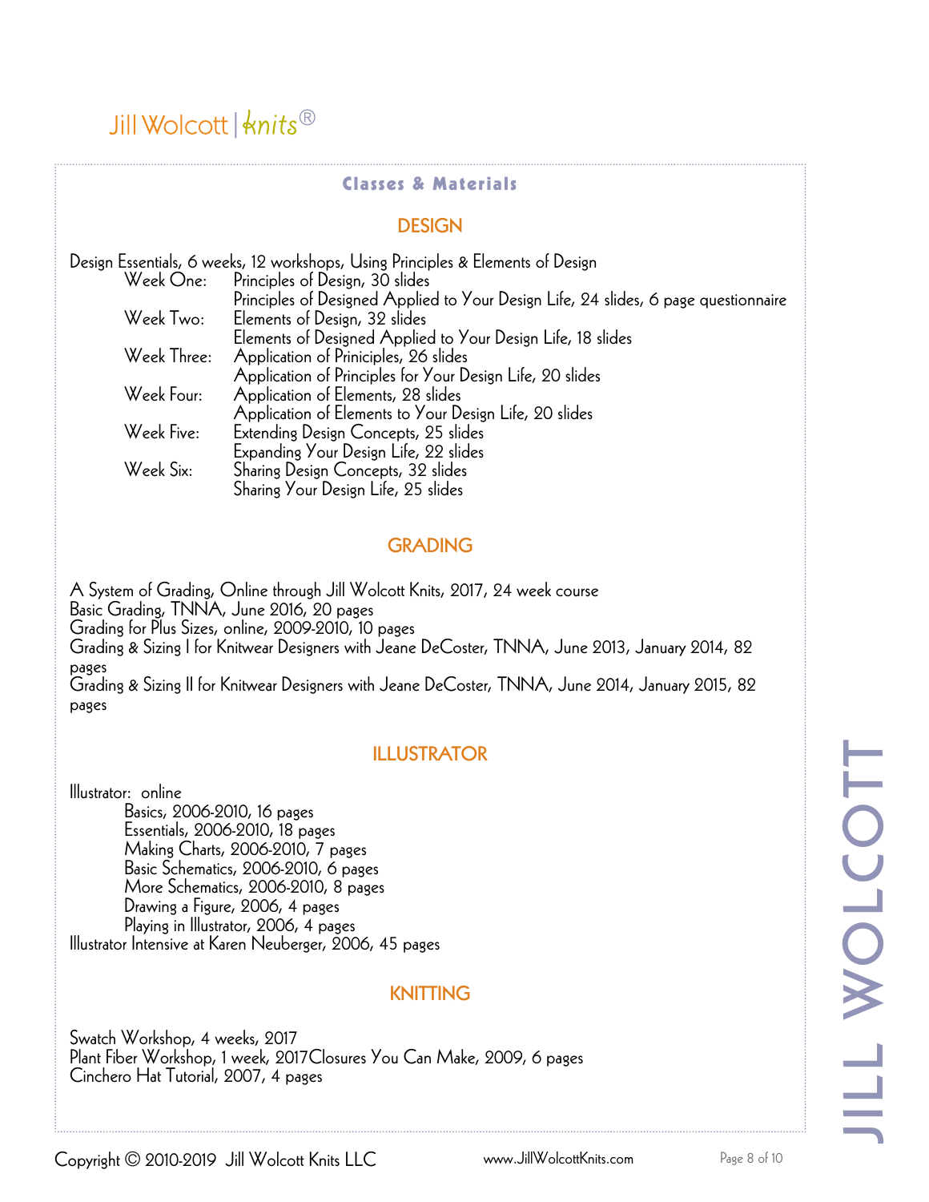## Classes & Materials

### DESIGN

Design Essentials, 6 weeks, 12 workshops, Using Principles & Elements of Design

| | |
|---|---|
| Week One: | Principles of Design, 30 slides |
| | Principles of Designed Applied to Your Design Life, 24 slides, 6 page questionnaire |
| Week Two: | Elements of Design, 32 slides |
| | Elements of Designed Applied to Your Design Life, 18 slides |
| Week Three: | Application of Priniciples, 26 slides |
| | Application of Principles for Your Design Life, 20 slides |
| Week Four: | Application of Elements, 28 slides |
| | Application of Elements to Your Design Life, 20 slides |
| Week Five: | Extending Design Concepts, 25 slides |
| | Expanding Your Design Life, 22 slides |
| Week Six: | Sharing Design Concepts, 32 slides |
| | Sharing Your Design Life, 25 slides |

### GRADING

A System of Grading, Online through Jill Wolcott Knits, 2017, 24 week course
Basic Grading, TNNA, June 2016, 20 pages
Grading for Plus Sizes, online, 2009-2010, 10 pages
Grading & Sizing I for Knitwear Designers with Jeane DeCoster, TNNA, June 2013, January 2014, 82 pages
Grading & Sizing II for Knitwear Designers with Jeane DeCoster, TNNA, June 2014, January 2015, 82 pages

### ILLUSTRATOR

Illustrator: online
- Basics, 2006-2010, 16 pages
- Essentials, 2006-2010, 18 pages
- Making Charts, 2006-2010, 7 pages
- Basic Schematics, 2006-2010, 6 pages
- More Schematics, 2006-2010, 8 pages
- Drawing a Figure, 2006, 4 pages
- Playing in Illustrator, 2006, 4 pages

Illustrator Intensive at Karen Neuberger, 2006, 45 pages

### KNITTING

Swatch Workshop, 4 weeks, 2017
Plant Fiber Workshop, 1 week, 2017Closures You Can Make, 2009, 6 pages
Cinchero Hat Tutorial, 2007, 4 pages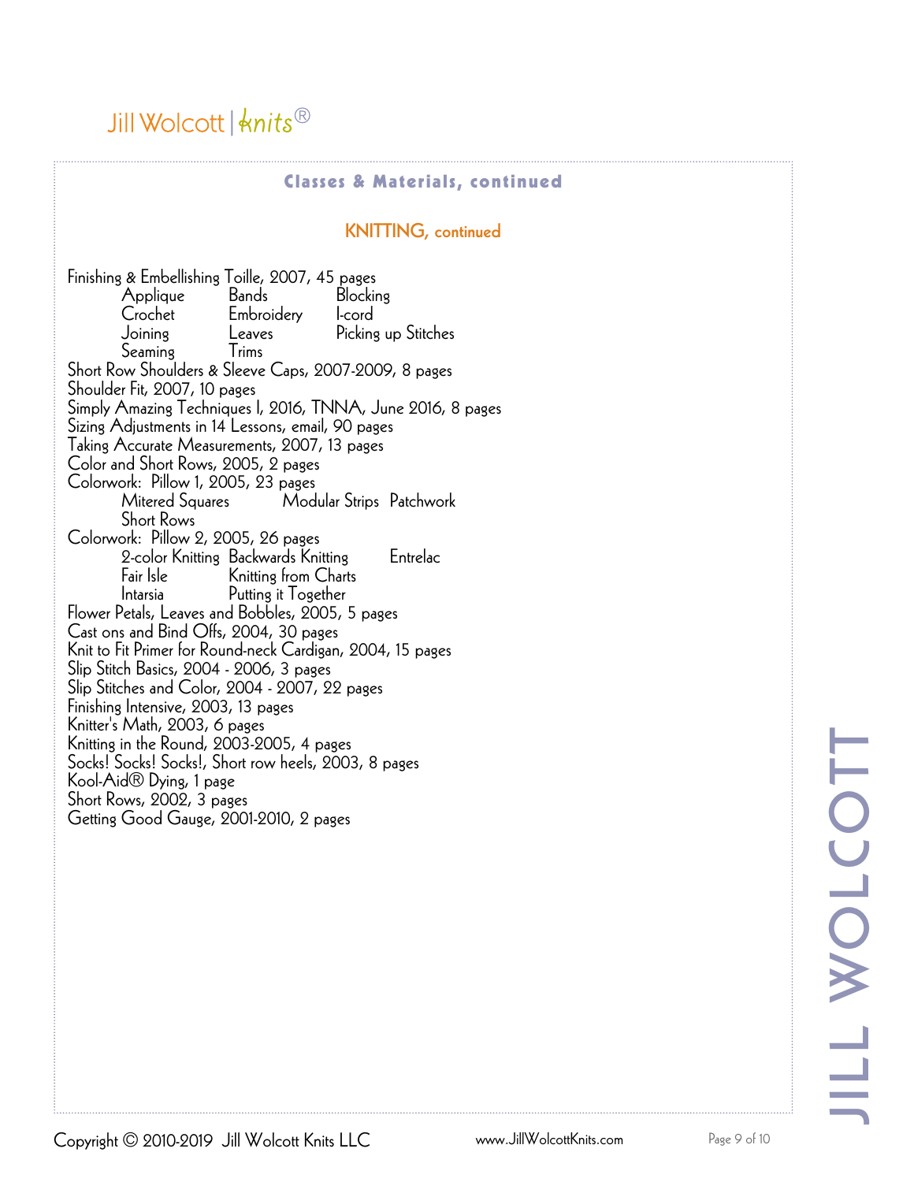## Classes & Materials, continued

### KNITTING, continued

Finishing & Embellishing Toille, 2007, 45 pages

| | | |
|---|---|---|
| Applique | Bands | Blocking |
| Crochet | Embroidery | I-cord |
| Joining | Leaves | Picking up Stitches |
| Seaming | Trims | |

Short Row Shoulders & Sleeve Caps, 2007-2009, 8 pages
Shoulder Fit, 2007, 10 pages
Simply Amazing Techniques I, 2016, TNNA, June 2016, 8 pages
Sizing Adjustments in 14 Lessons, email, 90 pages
Taking Accurate Measurements, 2007, 13 pages
Color and Short Rows, 2005, 2 pages
Colorwork: Pillow 1, 2005, 23 pages

| | | |
|---|---|---|
| Mitered Squares | Modular Strips | Patchwork |
| Short Rows | | |

Colorwork: Pillow 2, 2005, 26 pages

| | | |
|---|---|---|
| 2-color Knitting | Backwards Knitting | Entrelac |
| Fair Isle | Knitting from Charts | |
| Intarsia | Putting it Together | |

Flower Petals, Leaves and Bobbles, 2005, 5 pages
Cast ons and Bind Offs, 2004, 30 pages
Knit to Fit Primer for Round-neck Cardigan, 2004, 15 pages
Slip Stitch Basics, 2004 - 2006, 3 pages
Slip Stitches and Color, 2004 - 2007, 22 pages
Finishing Intensive, 2003, 13 pages
Knitter's Math, 2003, 6 pages
Knitting in the Round, 2003-2005, 4 pages
Socks! Socks! Socks!, Short row heels, 2003, 8 pages
Kool-Aid® Dying, 1 page
Short Rows, 2002, 3 pages
Getting Good Gauge, 2001-2010, 2 pages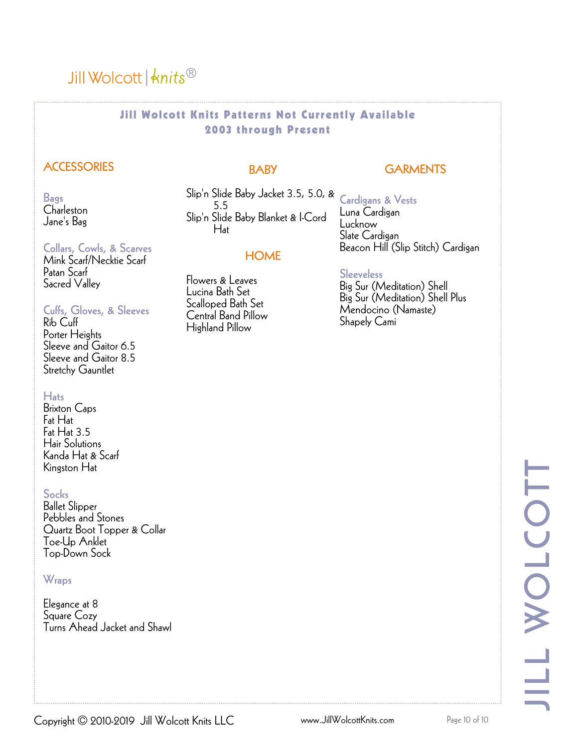Jill Wolcott | knits®

## Jill Wolcott Knits Patterns Not Currently Available 2003 through Present

### ACCESSORIES

#### Bags

Charleston
Jane's Bag

#### Collars, Cowls, & Scarves

Mink Scarf/Necktie Scarf
Patan Scarf
Sacred Valley

#### Cuffs, Gloves, & Sleeves

Rib Cuff
Porter Heights
Sleeve and Gaitor 6.5
Sleeve and Gaitor 8.5
Stretchy Gauntlet

#### Hats

Brixton Caps
Fat Hat
Fat Hat 3.5
Hair Solutions
Kanda Hat & Scarf
Kingston Hat

#### Socks

Ballet Slipper
Pebbles and Stones
Quartz Boot Topper & Collar
Toe-Up Anklet
Top-Down Sock

#### Wraps

Elegance at 8
Square Cozy
Turns Ahead Jacket and Shawl

### BABY

Slip'n Slide Baby Jacket 3.5, 5.0, & 5.5
Slip'n Slide Baby Blanket & I-Cord Hat

### HOME

Flowers & Leaves
Lucina Bath Set
Scalloped Bath Set
Central Band Pillow
Highland Pillow

### GARMENTS

#### Cardigans & Vests

Luna Cardigan
Lucknow
Slate Cardigan
Beacon Hill (Slip Stitch) Cardigan

#### Sleeveless

Big Sur (Meditation) Shell
Big Sur (Meditation) Shell Plus
Mendocino (Namaste)
Shapely Cami

Copyright © 2010-2019 Jill Wolcott Knits LLC www.JillWolcottKnits.com